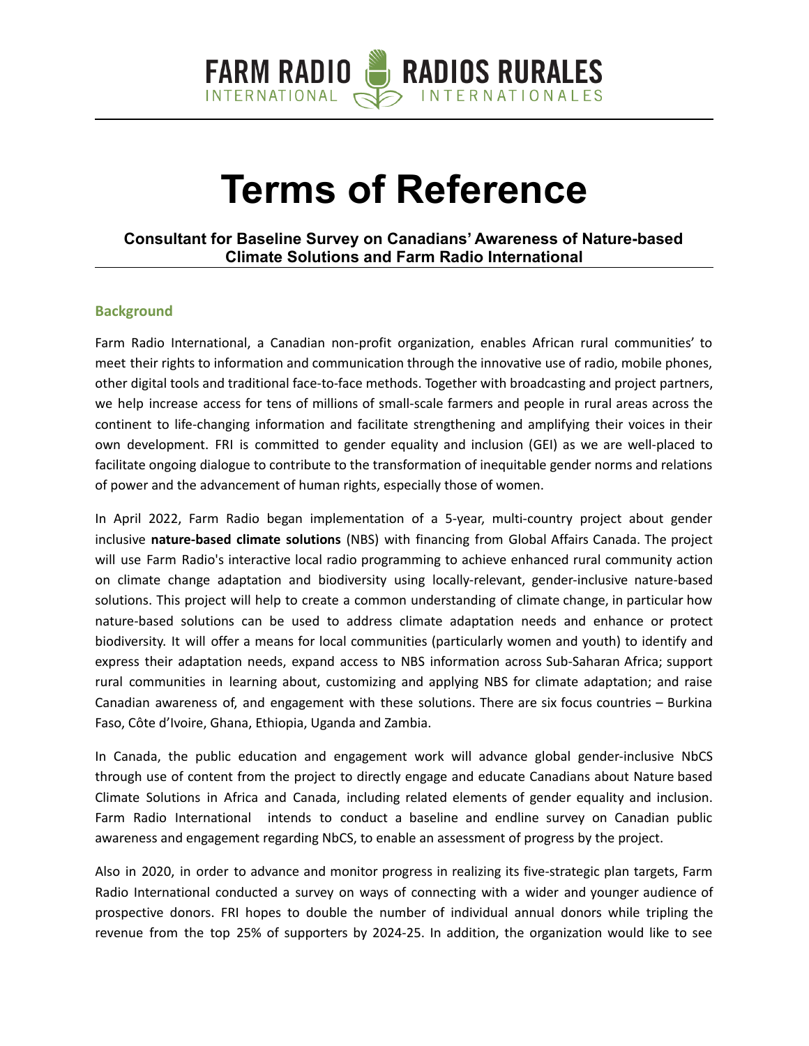FARM RADIO INTERNATIONAL RADIOS RURALES INTERNATIONALES

# Terms of Reference

### Consultant for Baseline Survey on Canadians' Awareness of Nature-based Climate Solutions and Farm Radio International

## Background

Farm Radio International, a Canadian non-profit organization, enables African rural communities' to meet their rights to information and communication through the innovative use of radio, mobile phones, other digital tools and traditional face-to-face methods. Together with broadcasting and project partners, we help increase access for tens of millions of small-scale farmers and people in rural areas across the continent to life-changing information and facilitate strengthening and amplifying their voices in their own development. FRI is committed to gender equality and inclusion (GEI) as we are well-placed to facilitate ongoing dialogue to contribute to the transformation of inequitable gender norms and relations of power and the advancement of human rights, especially those of women.

In April 2022, Farm Radio began implementation of a 5-year, multi-country project about gender inclusive **nature-based climate solutions** (NBS) with financing from Global Affairs Canada. The project will use Farm Radio's interactive local radio programming to achieve enhanced rural community action on climate change adaptation and biodiversity using locally-relevant, gender-inclusive nature-based solutions. This project will help to create a common understanding of climate change, in particular how nature-based solutions can be used to address climate adaptation needs and enhance or protect biodiversity. It will offer a means for local communities (particularly women and youth) to identify and express their adaptation needs, expand access to NBS information across Sub-Saharan Africa; support rural communities in learning about, customizing and applying NBS for climate adaptation; and raise Canadian awareness of, and engagement with these solutions. There are six focus countries – Burkina Faso, Côte d'Ivoire, Ghana, Ethiopia, Uganda and Zambia.

In Canada, the public education and engagement work will advance global gender-inclusive NbCS through use of content from the project to directly engage and educate Canadians about Nature based Climate Solutions in Africa and Canada, including related elements of gender equality and inclusion. Farm Radio International intends to conduct a baseline and endline survey on Canadian public awareness and engagement regarding NbCS, to enable an assessment of progress by the project.

Also in 2020, in order to advance and monitor progress in realizing its five-strategic plan targets, Farm Radio International conducted a survey on ways of connecting with a wider and younger audience of prospective donors. FRI hopes to double the number of individual annual donors while tripling the revenue from the top 25% of supporters by 2024-25. In addition, the organization would like to see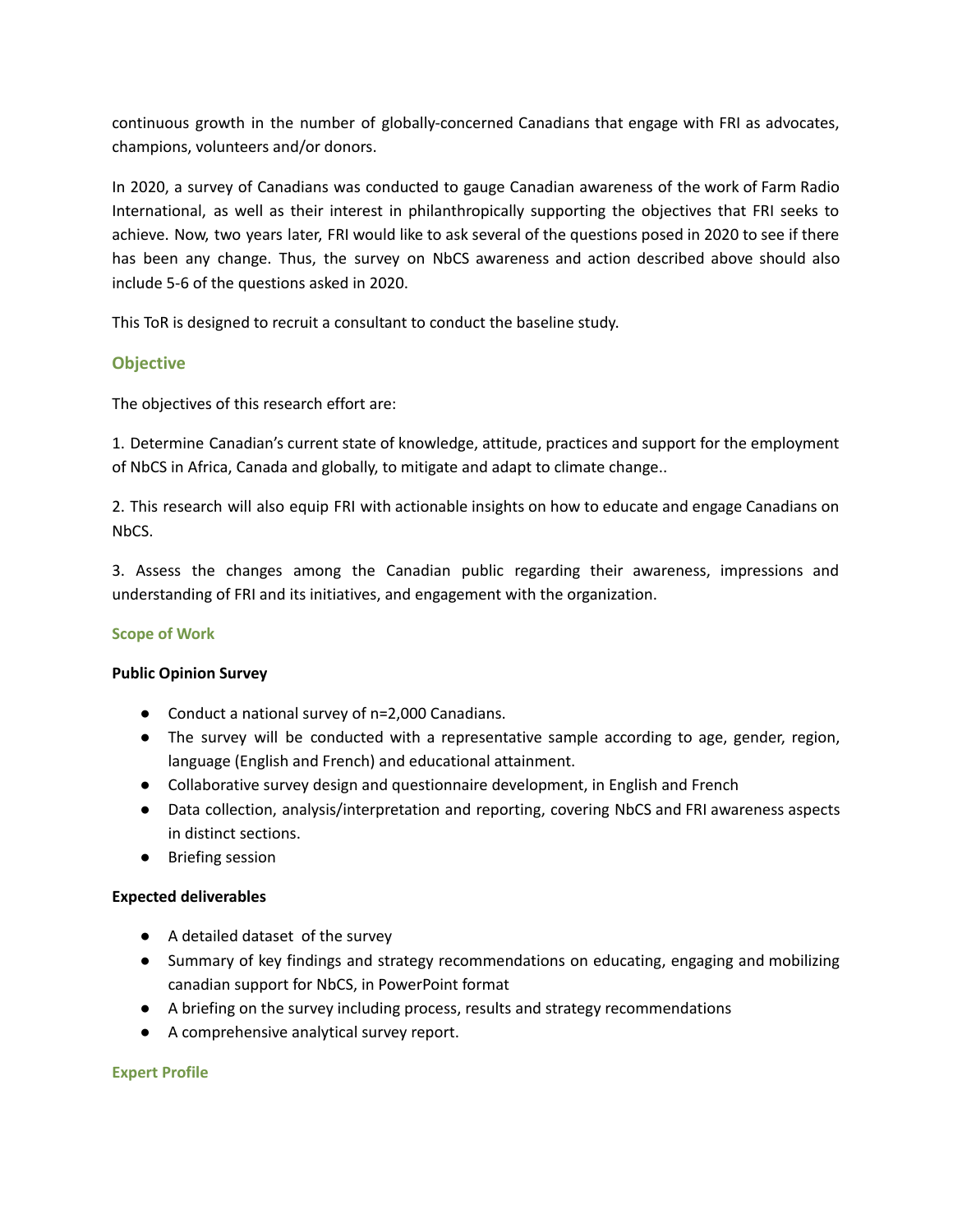continuous growth in the number of globally-concerned Canadians that engage with FRI as advocates, champions, volunteers and/or donors.

In 2020, a survey of Canadians was conducted to gauge Canadian awareness of the work of Farm Radio International, as well as their interest in philanthropically supporting the objectives that FRI seeks to achieve. Now, two years later, FRI would like to ask several of the questions posed in 2020 to see if there has been any change. Thus, the survey on NbCS awareness and action described above should also include 5-6 of the questions asked in 2020.

This ToR is designed to recruit a consultant to conduct the baseline study.

## Objective

The objectives of this research effort are:

1. Determine Canadian's current state of knowledge, attitude, practices and support for the employment of NbCS in Africa, Canada and globally, to mitigate and adapt to climate change..

2. This research will also equip FRI with actionable insights on how to educate and engage Canadians on NbCS.

3. Assess the changes among the Canadian public regarding their awareness, impressions and understanding of FRI and its initiatives, and engagement with the organization.

### Scope of Work

**Public Opinion Survey**

- Conduct a national survey of n=2,000 Canadians.
- The survey will be conducted with a representative sample according to age, gender, region, language (English and French) and educational attainment.
- Collaborative survey design and questionnaire development, in English and French
- Data collection, analysis/interpretation and reporting, covering NbCS and FRI awareness aspects in distinct sections.
- Briefing session

**Expected deliverables**

- A detailed dataset of the survey
- Summary of key findings and strategy recommendations on educating, engaging and mobilizing canadian support for NbCS, in PowerPoint format
- A briefing on the survey including process, results and strategy recommendations
- A comprehensive analytical survey report.

### Expert Profile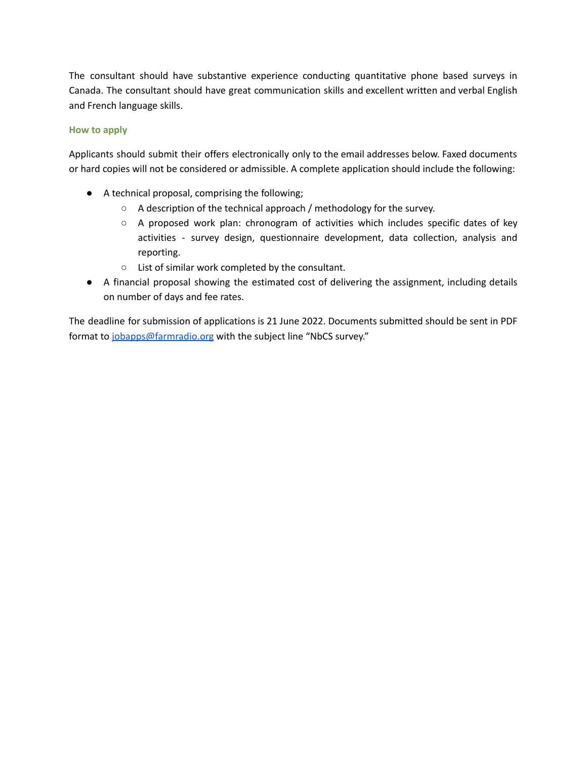The consultant should have substantive experience conducting quantitative phone based surveys in Canada. The consultant should have great communication skills and excellent written and verbal English and French language skills.

## How to apply

Applicants should submit their offers electronically only to the email addresses below. Faxed documents or hard copies will not be considered or admissible. A complete application should include the following:

- A technical proposal, comprising the following;
  - A description of the technical approach / methodology for the survey.
  - A proposed work plan: chronogram of activities which includes specific dates of key activities - survey design, questionnaire development, data collection, analysis and reporting.
  - List of similar work completed by the consultant.
- A financial proposal showing the estimated cost of delivering the assignment, including details on number of days and fee rates.

The deadline for submission of applications is 21 June 2022. Documents submitted should be sent in PDF format to jobapps@farmradio.org with the subject line "NbCS survey."